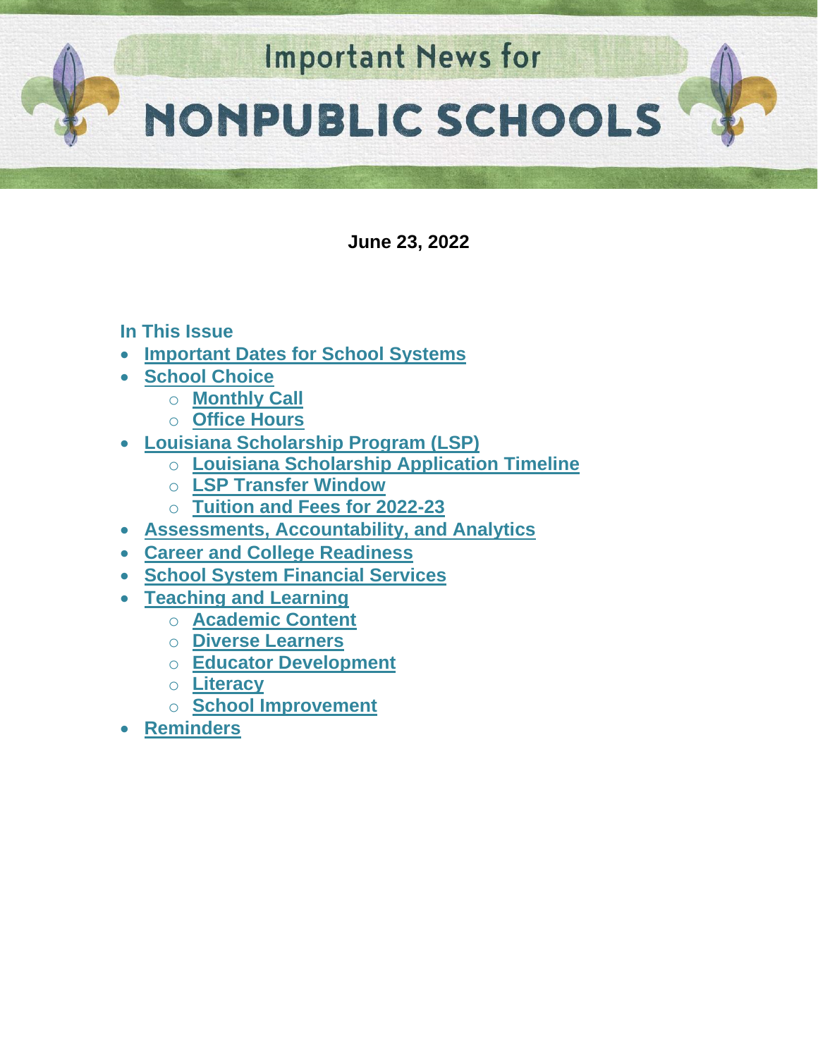# Important News for NONPUBLIC SCHOOLS

**June 23, 2022**

**In This Issue**

- Important Dates for School Systems
- School Choice
  - Monthly Call
  - Office Hours
- Louisiana Scholarship Program (LSP)
  - Louisiana Scholarship Application Timeline
  - LSP Transfer Window
  - Tuition and Fees for 2022-23
- Assessments, Accountability, and Analytics
- Career and College Readiness
- School System Financial Services
- Teaching and Learning
  - Academic Content
  - Diverse Learners
  - Educator Development
  - Literacy
  - School Improvement
- Reminders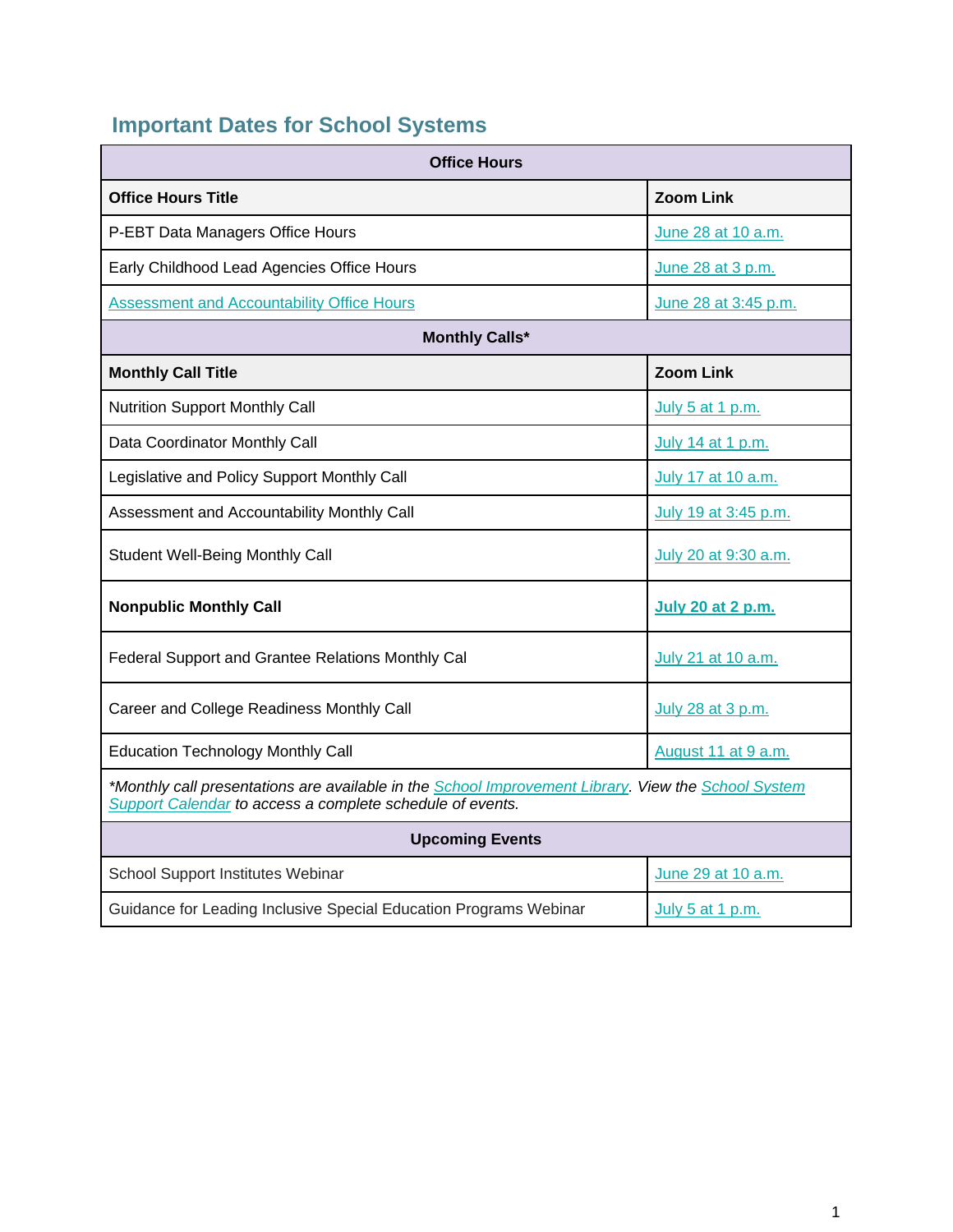## Important Dates for School Systems

| Office Hours | |
|---|---|
| **Office Hours Title** | **Zoom Link** |
| P-EBT Data Managers Office Hours | June 28 at 10 a.m. |
| Early Childhood Lead Agencies Office Hours | June 28 at 3 p.m. |
| Assessment and Accountability Office Hours | June 28 at 3:45 p.m. |
| **Monthly Calls*** | |
| **Monthly Call Title** | **Zoom Link** |
| Nutrition Support Monthly Call | July 5 at 1 p.m. |
| Data Coordinator Monthly Call | July 14 at 1 p.m. |
| Legislative and Policy Support Monthly Call | July 17 at 10 a.m. |
| Assessment and Accountability Monthly Call | July 19 at 3:45 p.m. |
| Student Well-Being Monthly Call | July 20 at 9:30 a.m. |
| **Nonpublic Monthly Call** | **July 20 at 2 p.m.** |
| Federal Support and Grantee Relations Monthly Cal | July 21 at 10 a.m. |
| Career and College Readiness Monthly Call | July 28 at 3 p.m. |
| Education Technology Monthly Call | August 11 at 9 a.m. |
| *\*Monthly call presentations are available in the School Improvement Library. View the School System Support Calendar to access a complete schedule of events.* | |
| **Upcoming Events** | |
| School Support Institutes Webinar | June 29 at 10 a.m. |
| Guidance for Leading Inclusive Special Education Programs Webinar | July 5 at 1 p.m. |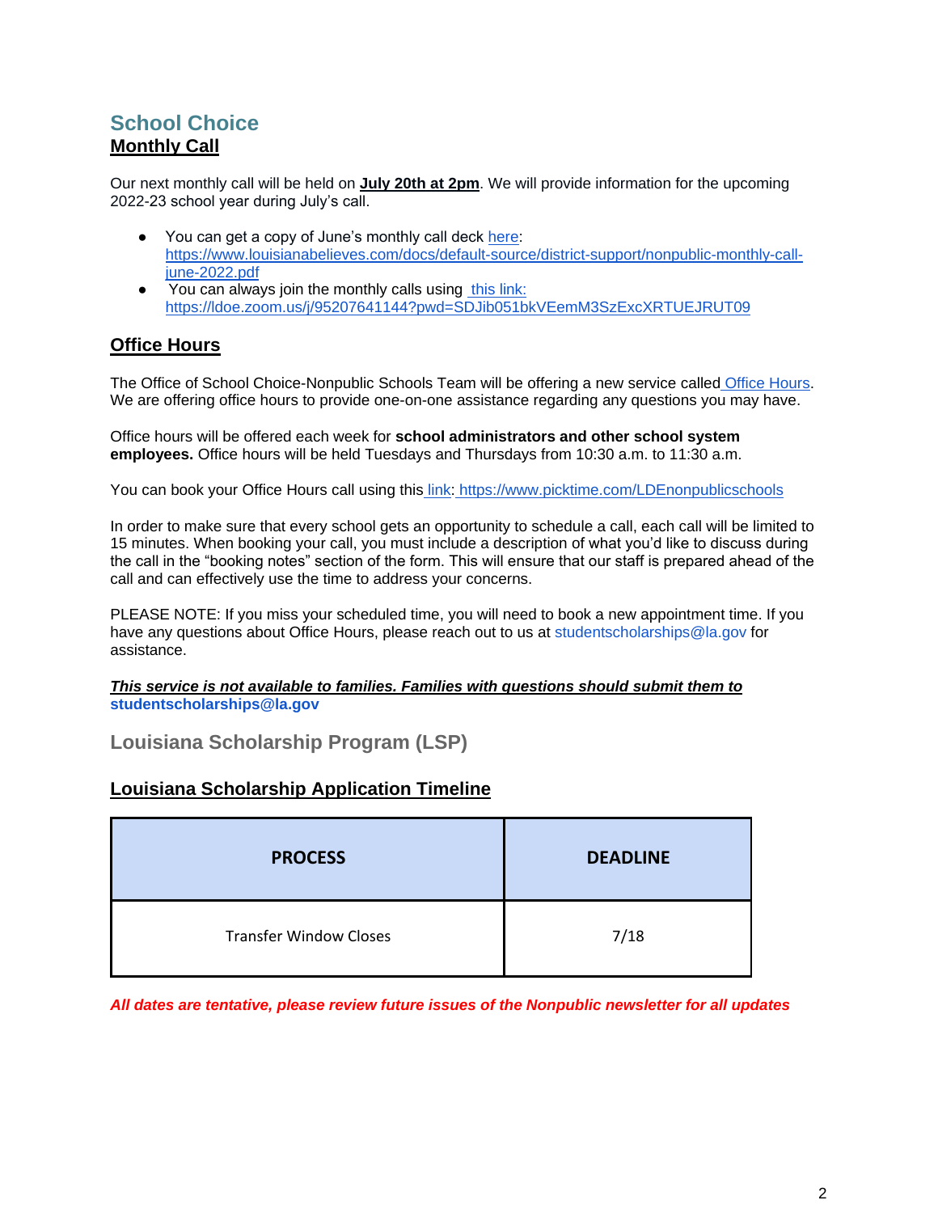## School Choice

### Monthly Call

Our next monthly call will be held on **July 20th at 2pm**. We will provide information for the upcoming 2022-23 school year during July's call.

- You can get a copy of June's monthly call deck here: https://www.louisianabelieves.com/docs/default-source/district-support/nonpublic-monthly-call-june-2022.pdf
- You can always join the monthly calls using this link: https://ldoe.zoom.us/j/95207641144?pwd=SDJib051bkVEemM3SzExcXRTUEJRUT09

### Office Hours

The Office of School Choice-Nonpublic Schools Team will be offering a new service called Office Hours. We are offering office hours to provide one-on-one assistance regarding any questions you may have.

Office hours will be offered each week for **school administrators and other school system employees.** Office hours will be held Tuesdays and Thursdays from 10:30 a.m. to 11:30 a.m.

You can book your Office Hours call using this link: https://www.picktime.com/LDEnonpublicschools

In order to make sure that every school gets an opportunity to schedule a call, each call will be limited to 15 minutes. When booking your call, you must include a description of what you'd like to discuss during the call in the "booking notes" section of the form. This will ensure that our staff is prepared ahead of the call and can effectively use the time to address your concerns.

PLEASE NOTE: If you miss your scheduled time, you will need to book a new appointment time. If you have any questions about Office Hours, please reach out to us at studentscholarships@la.gov for assistance.

***This service is not available to families. Families with questions should submit them to*** **studentscholarships@la.gov**

## Louisiana Scholarship Program (LSP)

### Louisiana Scholarship Application Timeline

| PROCESS | DEADLINE |
|---|---|
| Transfer Window Closes | 7/18 |

***All dates are tentative, please review future issues of the Nonpublic newsletter for all updates***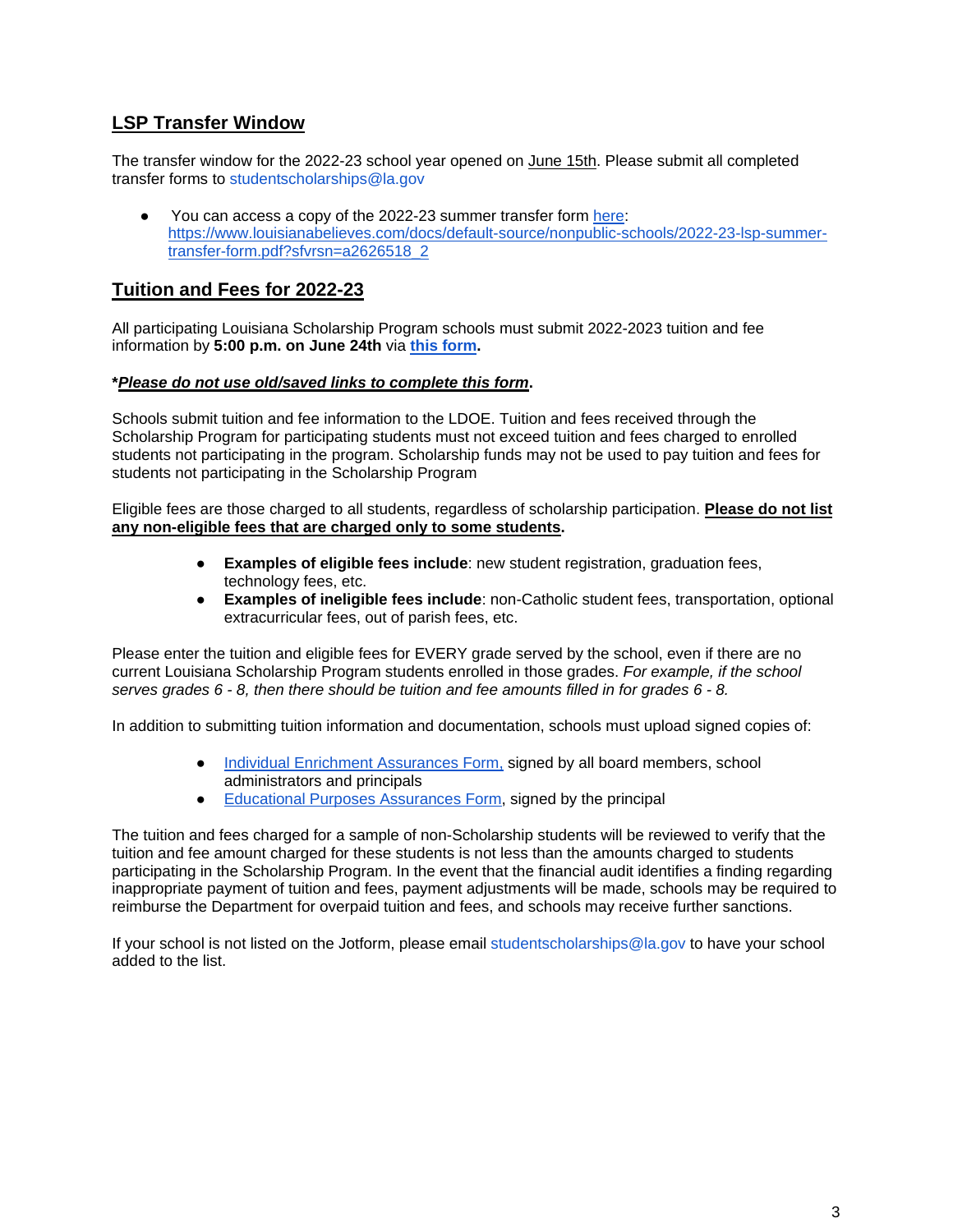## LSP Transfer Window

The transfer window for the 2022-23 school year opened on June 15th. Please submit all completed transfer forms to studentscholarships@la.gov

- You can access a copy of the 2022-23 summer transfer form [here](https://www.louisianabelieves.com/docs/default-source/nonpublic-schools/2022-23-lsp-summer-transfer-form.pdf?sfvrsn=a2626518_2): https://www.louisianabelieves.com/docs/default-source/nonpublic-schools/2022-23-lsp-summer-transfer-form.pdf?sfvrsn=a2626518_2

## Tuition and Fees for 2022-23

All participating Louisiana Scholarship Program schools must submit 2022-2023 tuition and fee information by **5:00 p.m. on June 24th** via **this form.**

***Please do not use old/saved links to complete this form*.**

Schools submit tuition and fee information to the LDOE. Tuition and fees received through the Scholarship Program for participating students must not exceed tuition and fees charged to enrolled students not participating in the program. Scholarship funds may not be used to pay tuition and fees for students not participating in the Scholarship Program

Eligible fees are those charged to all students, regardless of scholarship participation. **Please do not list any non-eligible fees that are charged only to some students.**

- **Examples of eligible fees include**: new student registration, graduation fees, technology fees, etc.
- **Examples of ineligible fees include**: non-Catholic student fees, transportation, optional extracurricular fees, out of parish fees, etc.

Please enter the tuition and eligible fees for EVERY grade served by the school, even if there are no current Louisiana Scholarship Program students enrolled in those grades. *For example, if the school serves grades 6 - 8, then there should be tuition and fee amounts filled in for grades 6 - 8.*

In addition to submitting tuition information and documentation, schools must upload signed copies of:

- Individual Enrichment Assurances Form, signed by all board members, school administrators and principals
- Educational Purposes Assurances Form, signed by the principal

The tuition and fees charged for a sample of non-Scholarship students will be reviewed to verify that the tuition and fee amount charged for these students is not less than the amounts charged to students participating in the Scholarship Program. In the event that the financial audit identifies a finding regarding inappropriate payment of tuition and fees, payment adjustments will be made, schools may be required to reimburse the Department for overpaid tuition and fees, and schools may receive further sanctions.

If your school is not listed on the Jotform, please email studentscholarships@la.gov to have your school added to the list.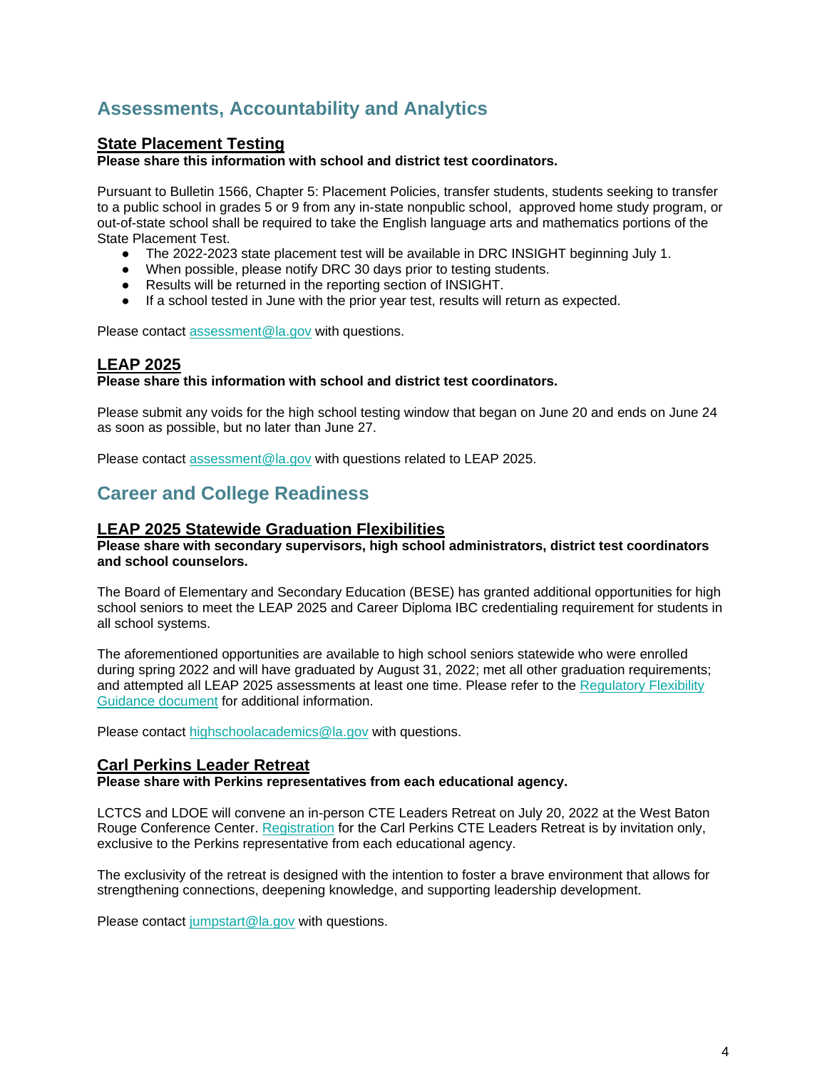## Assessments, Accountability and Analytics

### State Placement Testing

**Please share this information with school and district test coordinators.**

Pursuant to Bulletin 1566, Chapter 5: Placement Policies, transfer students, students seeking to transfer to a public school in grades 5 or 9 from any in-state nonpublic school, approved home study program, or out-of-state school shall be required to take the English language arts and mathematics portions of the State Placement Test.

- The 2022-2023 state placement test will be available in DRC INSIGHT beginning July 1.
- When possible, please notify DRC 30 days prior to testing students.
- Results will be returned in the reporting section of INSIGHT.
- If a school tested in June with the prior year test, results will return as expected.

Please contact assessment@la.gov with questions.

### LEAP 2025

**Please share this information with school and district test coordinators.**

Please submit any voids for the high school testing window that began on June 20 and ends on June 24 as soon as possible, but no later than June 27.

Please contact assessment@la.gov with questions related to LEAP 2025.

## Career and College Readiness

### LEAP 2025 Statewide Graduation Flexibilities

**Please share with secondary supervisors, high school administrators, district test coordinators and school counselors.**

The Board of Elementary and Secondary Education (BESE) has granted additional opportunities for high school seniors to meet the LEAP 2025 and Career Diploma IBC credentialing requirement for students in all school systems.

The aforementioned opportunities are available to high school seniors statewide who were enrolled during spring 2022 and will have graduated by August 31, 2022; met all other graduation requirements; and attempted all LEAP 2025 assessments at least one time. Please refer to the Regulatory Flexibility Guidance document for additional information.

Please contact highschoolacademics@la.gov with questions.

### Carl Perkins Leader Retreat

**Please share with Perkins representatives from each educational agency.**

LCTCS and LDOE will convene an in-person CTE Leaders Retreat on July 20, 2022 at the West Baton Rouge Conference Center. Registration for the Carl Perkins CTE Leaders Retreat is by invitation only, exclusive to the Perkins representative from each educational agency.

The exclusivity of the retreat is designed with the intention to foster a brave environment that allows for strengthening connections, deepening knowledge, and supporting leadership development.

Please contact jumpstart@la.gov with questions.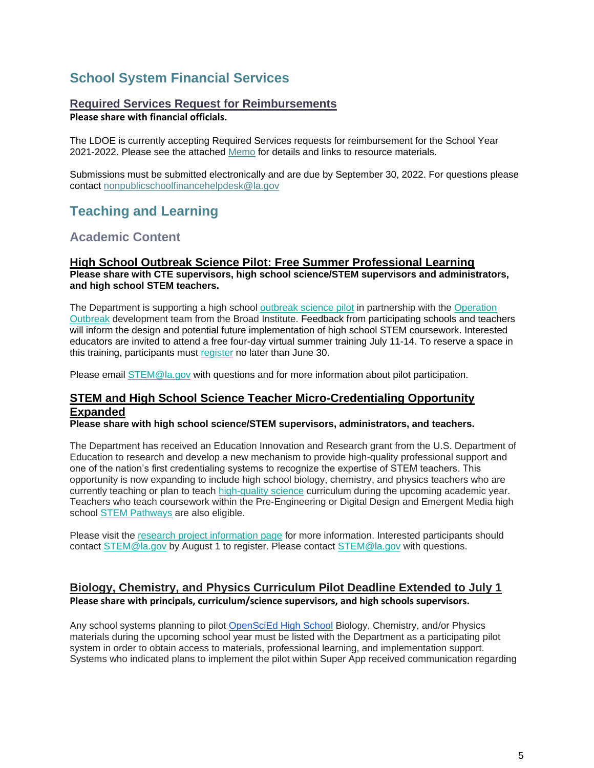## School System Financial Services

### Required Services Request for Reimbursements

**Please share with financial officials.**

The LDOE is currently accepting Required Services requests for reimbursement for the School Year 2021-2022. Please see the attached Memo for details and links to resource materials.

Submissions must be submitted electronically and are due by September 30, 2022. For questions please contact nonpublicschoolfinancehelpdesk@la.gov

## Teaching and Learning

### Academic Content

#### High School Outbreak Science Pilot: Free Summer Professional Learning

**Please share with CTE supervisors, high school science/STEM supervisors and administrators, and high school STEM teachers.**

The Department is supporting a high school outbreak science pilot in partnership with the Operation Outbreak development team from the Broad Institute. Feedback from participating schools and teachers will inform the design and potential future implementation of high school STEM coursework. Interested educators are invited to attend a free four-day virtual summer training July 11-14. To reserve a space in this training, participants must register no later than June 30.

Please email STEM@la.gov with questions and for more information about pilot participation.

#### STEM and High School Science Teacher Micro-Credentialing Opportunity Expanded

**Please share with high school science/STEM supervisors, administrators, and teachers.**

The Department has received an Education Innovation and Research grant from the U.S. Department of Education to research and develop a new mechanism to provide high-quality professional support and one of the nation's first credentialing systems to recognize the expertise of STEM teachers. This opportunity is now expanding to include high school biology, chemistry, and physics teachers who are currently teaching or plan to teach high-quality science curriculum during the upcoming academic year. Teachers who teach coursework within the Pre-Engineering or Digital Design and Emergent Media high school STEM Pathways are also eligible.

Please visit the research project information page for more information. Interested participants should contact STEM@la.gov by August 1 to register. Please contact STEM@la.gov with questions.

#### Biology, Chemistry, and Physics Curriculum Pilot Deadline Extended to July 1

**Please share with principals, curriculum/science supervisors, and high schools supervisors.**

Any school systems planning to pilot OpenSciEd High School Biology, Chemistry, and/or Physics materials during the upcoming school year must be listed with the Department as a participating pilot system in order to obtain access to materials, professional learning, and implementation support. Systems who indicated plans to implement the pilot within Super App received communication regarding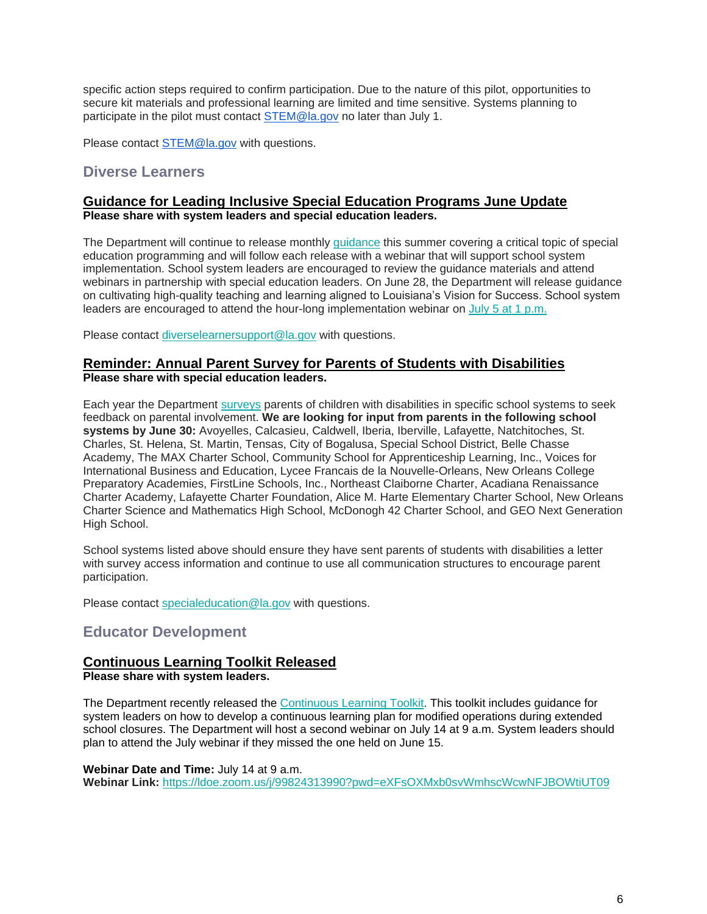specific action steps required to confirm participation. Due to the nature of this pilot, opportunities to secure kit materials and professional learning are limited and time sensitive. Systems planning to participate in the pilot must contact [STEM@la.gov](mailto:STEM@la.gov) no later than July 1.

Please contact [STEM@la.gov](mailto:STEM@la.gov) with questions.

## Diverse Learners

### Guidance for Leading Inclusive Special Education Programs June Update

**Please share with system leaders and special education leaders.**

The Department will continue to release monthly guidance this summer covering a critical topic of special education programming and will follow each release with a webinar that will support school system implementation. School system leaders are encouraged to review the guidance materials and attend webinars in partnership with special education leaders. On June 28, the Department will release guidance on cultivating high-quality teaching and learning aligned to Louisiana's Vision for Success. School system leaders are encouraged to attend the hour-long implementation webinar on July 5 at 1 p.m.

Please contact [diverselearnersupport@la.gov](mailto:diverselearnersupport@la.gov) with questions.

### Reminder: Annual Parent Survey for Parents of Students with Disabilities

**Please share with special education leaders.**

Each year the Department surveys parents of children with disabilities in specific school systems to seek feedback on parental involvement. **We are looking for input from parents in the following school systems by June 30:** Avoyelles, Calcasieu, Caldwell, Iberia, Iberville, Lafayette, Natchitoches, St. Charles, St. Helena, St. Martin, Tensas, City of Bogalusa, Special School District, Belle Chasse Academy, The MAX Charter School, Community School for Apprenticeship Learning, Inc., Voices for International Business and Education, Lycee Francais de la Nouvelle-Orleans, New Orleans College Preparatory Academies, FirstLine Schools, Inc., Northeast Claiborne Charter, Acadiana Renaissance Charter Academy, Lafayette Charter Foundation, Alice M. Harte Elementary Charter School, New Orleans Charter Science and Mathematics High School, McDonogh 42 Charter School, and GEO Next Generation High School.

School systems listed above should ensure they have sent parents of students with disabilities a letter with survey access information and continue to use all communication structures to encourage parent participation.

Please contact [specialeducation@la.gov](mailto:specialeducation@la.gov) with questions.

## Educator Development

### Continuous Learning Toolkit Released

**Please share with system leaders.**

The Department recently released the Continuous Learning Toolkit. This toolkit includes guidance for system leaders on how to develop a continuous learning plan for modified operations during extended school closures. The Department will host a second webinar on July 14 at 9 a.m. System leaders should plan to attend the July webinar if they missed the one held on June 15.

**Webinar Date and Time:** July 14 at 9 a.m.
**Webinar Link:** https://ldoe.zoom.us/j/99824313990?pwd=eXFsOXMxb0svWmhscWcwNFJBOWtiUT09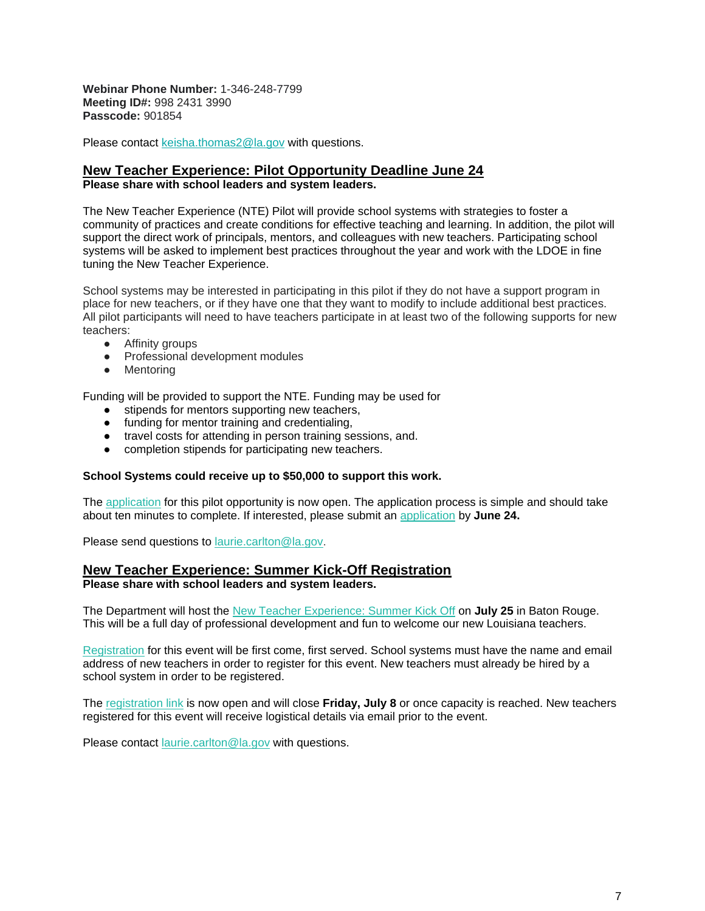**Webinar Phone Number:** 1-346-248-7799
**Meeting ID#:** 998 2431 3990
**Passcode:** 901854

Please contact keisha.thomas2@la.gov with questions.

## New Teacher Experience: Pilot Opportunity Deadline June 24

**Please share with school leaders and system leaders.**

The New Teacher Experience (NTE) Pilot will provide school systems with strategies to foster a community of practices and create conditions for effective teaching and learning. In addition, the pilot will support the direct work of principals, mentors, and colleagues with new teachers. Participating school systems will be asked to implement best practices throughout the year and work with the LDOE in fine tuning the New Teacher Experience.

School systems may be interested in participating in this pilot if they do not have a support program in place for new teachers, or if they have one that they want to modify to include additional best practices. All pilot participants will need to have teachers participate in at least two of the following supports for new teachers:

- Affinity groups
- Professional development modules
- Mentoring

Funding will be provided to support the NTE. Funding may be used for

- stipends for mentors supporting new teachers,
- funding for mentor training and credentialing,
- travel costs for attending in person training sessions, and.
- completion stipends for participating new teachers.

**School Systems could receive up to $50,000 to support this work.**

The application for this pilot opportunity is now open. The application process is simple and should take about ten minutes to complete. If interested, please submit an application by **June 24.**

Please send questions to laurie.carlton@la.gov.

## New Teacher Experience: Summer Kick-Off Registration

**Please share with school leaders and system leaders.**

The Department will host the New Teacher Experience: Summer Kick Off on **July 25** in Baton Rouge. This will be a full day of professional development and fun to welcome our new Louisiana teachers.

Registration for this event will be first come, first served. School systems must have the name and email address of new teachers in order to register for this event. New teachers must already be hired by a school system in order to be registered.

The registration link is now open and will close **Friday, July 8** or once capacity is reached. New teachers registered for this event will receive logistical details via email prior to the event.

Please contact laurie.carlton@la.gov with questions.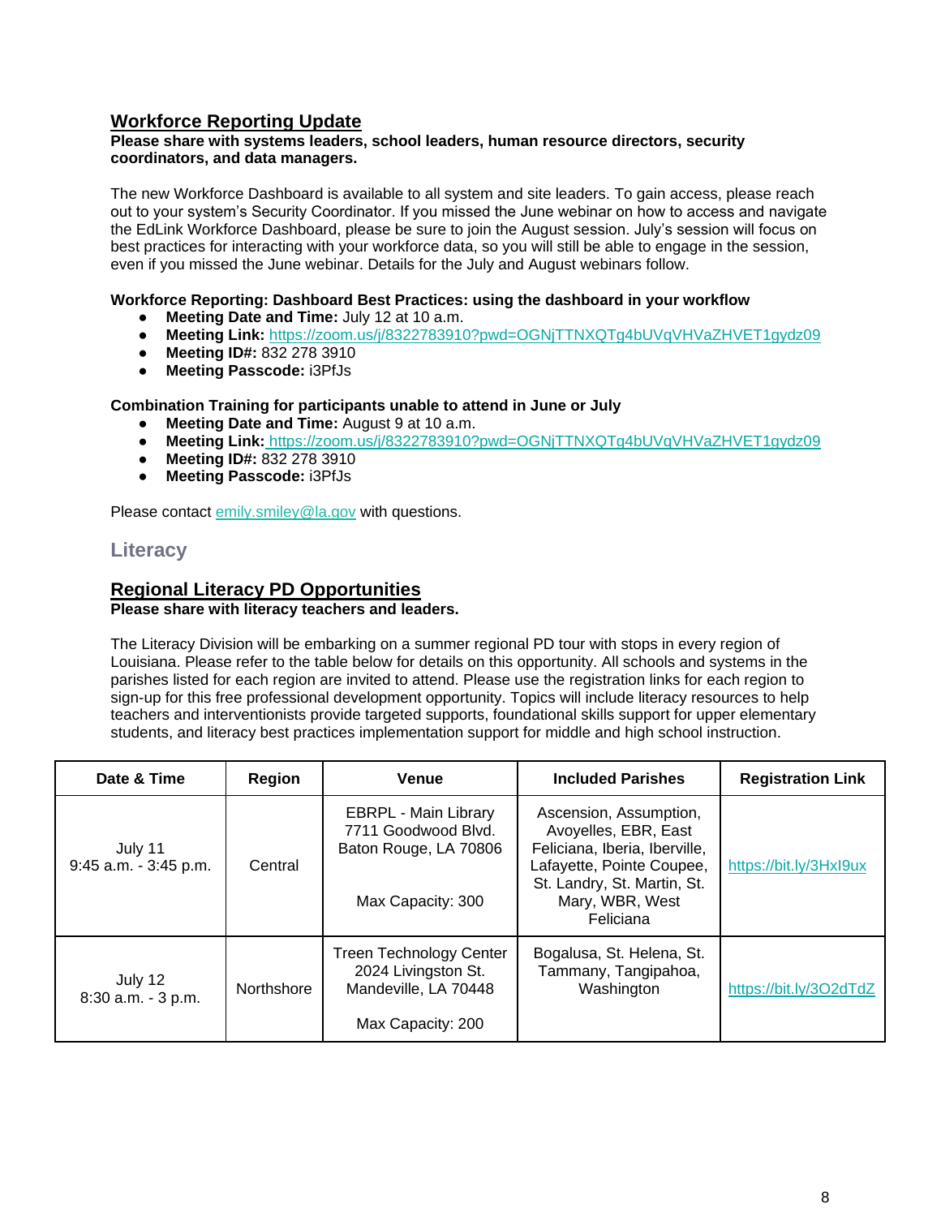## Workforce Reporting Update

**Please share with systems leaders, school leaders, human resource directors, security coordinators, and data managers.**

The new Workforce Dashboard is available to all system and site leaders. To gain access, please reach out to your system's Security Coordinator. If you missed the June webinar on how to access and navigate the EdLink Workforce Dashboard, please be sure to join the August session. July's session will focus on best practices for interacting with your workforce data, so you will still be able to engage in the session, even if you missed the June webinar. Details for the July and August webinars follow.

**Workforce Reporting: Dashboard Best Practices: using the dashboard in your workflow**

- **Meeting Date and Time:** July 12 at 10 a.m.
- **Meeting Link:** https://zoom.us/j/8322783910?pwd=OGNjTTNXQTg4bUVqVHVaZHVET1gydz09
- **Meeting ID#:** 832 278 3910
- **Meeting Passcode:** i3PfJs

**Combination Training for participants unable to attend in June or July**

- **Meeting Date and Time:** August 9 at 10 a.m.
- **Meeting Link:** https://zoom.us/j/8322783910?pwd=OGNjTTNXQTg4bUVqVHVaZHVET1gydz09
- **Meeting ID#:** 832 278 3910
- **Meeting Passcode:** i3PfJs

Please contact emily.smiley@la.gov with questions.

# Literacy

## Regional Literacy PD Opportunities

**Please share with literacy teachers and leaders.**

The Literacy Division will be embarking on a summer regional PD tour with stops in every region of Louisiana. Please refer to the table below for details on this opportunity. All schools and systems in the parishes listed for each region are invited to attend. Please use the registration links for each region to sign-up for this free professional development opportunity. Topics will include literacy resources to help teachers and interventionists provide targeted supports, foundational skills support for upper elementary students, and literacy best practices implementation support for middle and high school instruction.

| Date & Time | Region | Venue | Included Parishes | Registration Link |
|---|---|---|---|---|
| July 11<br>9:45 a.m. - 3:45 p.m. | Central | EBRPL - Main Library<br>7711 Goodwood Blvd.<br>Baton Rouge, LA 70806<br><br>Max Capacity: 300 | Ascension, Assumption, Avoyelles, EBR, East Feliciana, Iberia, Iberville, Lafayette, Pointe Coupee, St. Landry, St. Martin, St. Mary, WBR, West Feliciana | https://bit.ly/3HxI9ux |
| July 12<br>8:30 a.m. - 3 p.m. | Northshore | Treen Technology Center<br>2024 Livingston St.<br>Mandeville, LA 70448<br><br>Max Capacity: 200 | Bogalusa, St. Helena, St. Tammany, Tangipahoa, Washington | https://bit.ly/3O2dTdZ |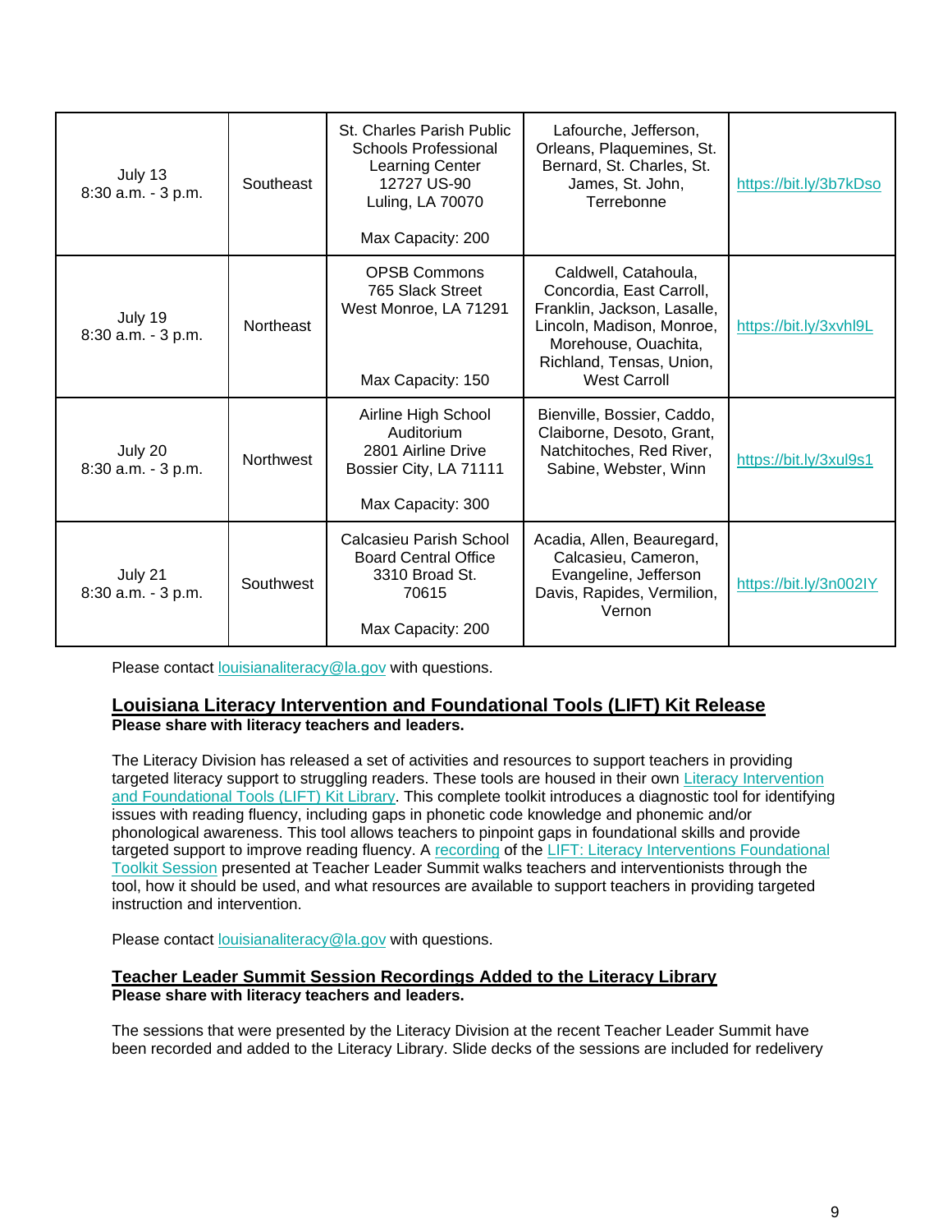| | | | | |
|---|---|---|---|---|
| July 13<br>8:30 a.m. - 3 p.m. | Southeast | St. Charles Parish Public Schools Professional Learning Center<br>12727 US-90<br>Luling, LA 70070<br><br>Max Capacity: 200 | Lafourche, Jefferson, Orleans, Plaquemines, St. Bernard, St. Charles, St. James, St. John, Terrebonne | https://bit.ly/3b7kDso |
| July 19<br>8:30 a.m. - 3 p.m. | Northeast | OPSB Commons<br>765 Slack Street<br>West Monroe, LA 71291<br><br>Max Capacity: 150 | Caldwell, Catahoula, Concordia, East Carroll, Franklin, Jackson, Lasalle, Lincoln, Madison, Monroe, Morehouse, Ouachita, Richland, Tensas, Union, West Carroll | https://bit.ly/3xvhl9L |
| July 20<br>8:30 a.m. - 3 p.m. | Northwest | Airline High School Auditorium<br>2801 Airline Drive<br>Bossier City, LA 71111<br><br>Max Capacity: 300 | Bienville, Bossier, Caddo, Claiborne, Desoto, Grant, Natchitoches, Red River, Sabine, Webster, Winn | https://bit.ly/3xul9s1 |
| July 21<br>8:30 a.m. - 3 p.m. | Southwest | Calcasieu Parish School Board Central Office<br>3310 Broad St.<br>70615<br><br>Max Capacity: 200 | Acadia, Allen, Beauregard, Calcasieu, Cameron, Evangeline, Jefferson Davis, Rapides, Vermilion, Vernon | https://bit.ly/3n002IY |

Please contact louisianaliteracy@la.gov with questions.

## Louisiana Literacy Intervention and Foundational Tools (LIFT) Kit Release

**Please share with literacy teachers and leaders.**

The Literacy Division has released a set of activities and resources to support teachers in providing targeted literacy support to struggling readers. These tools are housed in their own Literacy Intervention and Foundational Tools (LIFT) Kit Library. This complete toolkit introduces a diagnostic tool for identifying issues with reading fluency, including gaps in phonetic code knowledge and phonemic and/or phonological awareness. This tool allows teachers to pinpoint gaps in foundational skills and provide targeted support to improve reading fluency. A recording of the LIFT: Literacy Interventions Foundational Toolkit Session presented at Teacher Leader Summit walks teachers and interventionists through the tool, how it should be used, and what resources are available to support teachers in providing targeted instruction and intervention.

Please contact louisianaliteracy@la.gov with questions.

## Teacher Leader Summit Session Recordings Added to the Literacy Library

**Please share with literacy teachers and leaders.**

The sessions that were presented by the Literacy Division at the recent Teacher Leader Summit have been recorded and added to the Literacy Library. Slide decks of the sessions are included for redelivery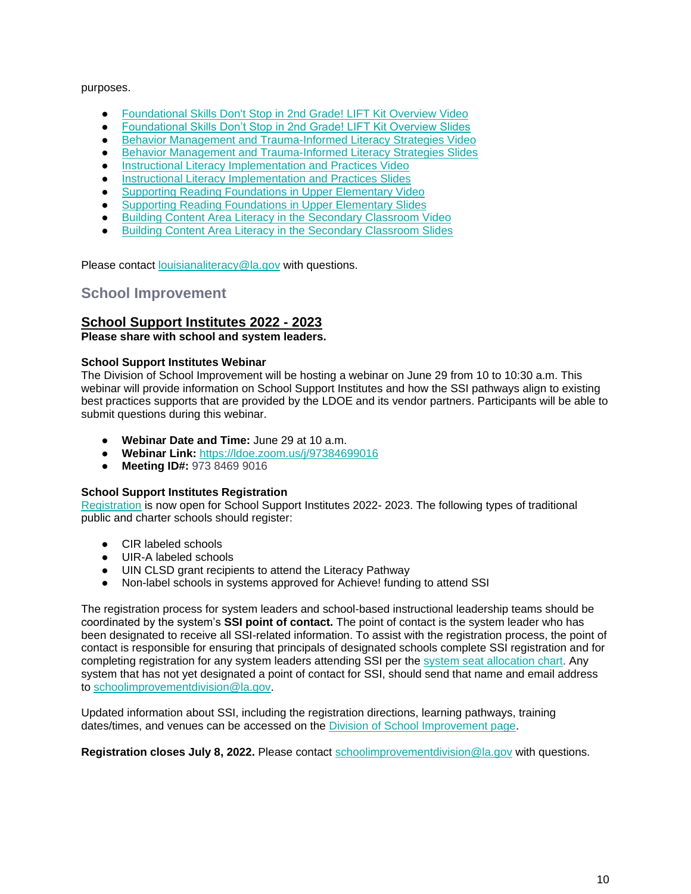purposes.

- [Foundational Skills Don't Stop in 2nd Grade! LIFT Kit Overview Video]()
- [Foundational Skills Don't Stop in 2nd Grade! LIFT Kit Overview Slides]()
- [Behavior Management and Trauma-Informed Literacy Strategies Video]()
- [Behavior Management and Trauma-Informed Literacy Strategies Slides]()
- [Instructional Literacy Implementation and Practices Video]()
- [Instructional Literacy Implementation and Practices Slides]()
- [Supporting Reading Foundations in Upper Elementary Video]()
- [Supporting Reading Foundations in Upper Elementary Slides]()
- [Building Content Area Literacy in the Secondary Classroom Video]()
- [Building Content Area Literacy in the Secondary Classroom Slides]()

Please contact louisianaliteracy@la.gov with questions.

## School Improvement

### School Support Institutes 2022 - 2023

**Please share with school and system leaders.**

**School Support Institutes Webinar**
The Division of School Improvement will be hosting a webinar on June 29 from 10 to 10:30 a.m. This webinar will provide information on School Support Institutes and how the SSI pathways align to existing best practices supports that are provided by the LDOE and its vendor partners. Participants will be able to submit questions during this webinar.

- **Webinar Date and Time:** June 29 at 10 a.m.
- **Webinar Link:** https://ldoe.zoom.us/j/97384699016
- **Meeting ID#:** 973 8469 9016

**School Support Institutes Registration**
[Registration]() is now open for School Support Institutes 2022- 2023. The following types of traditional public and charter schools should register:

- CIR labeled schools
- UIR-A labeled schools
- UIN CLSD grant recipients to attend the Literacy Pathway
- Non-label schools in systems approved for Achieve! funding to attend SSI

The registration process for system leaders and school-based instructional leadership teams should be coordinated by the system's **SSI point of contact.** The point of contact is the system leader who has been designated to receive all SSI-related information. To assist with the registration process, the point of contact is responsible for ensuring that principals of designated schools complete SSI registration and for completing registration for any system leaders attending SSI per the [system seat allocation chart](). Any system that has not yet designated a point of contact for SSI, should send that name and email address to schoolimprovementdivision@la.gov.

Updated information about SSI, including the registration directions, learning pathways, training dates/times, and venues can be accessed on the [Division of School Improvement page]().

**Registration closes July 8, 2022.** Please contact schoolimprovementdivision@la.gov with questions.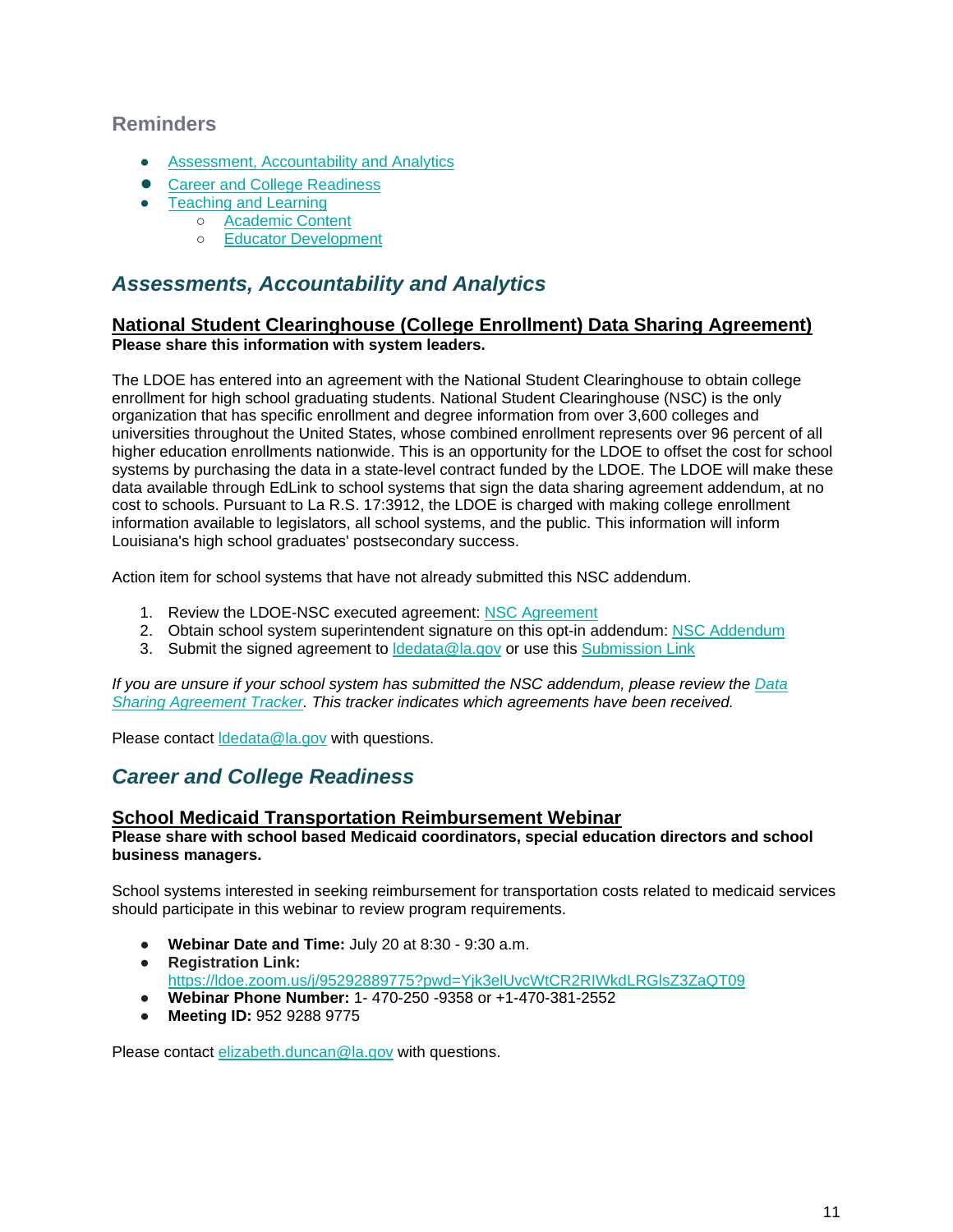## Reminders

- Assessment, Accountability and Analytics
- Career and College Readiness
- Teaching and Learning
    - Academic Content
    - Educator Development

## *Assessments, Accountability and Analytics*

### National Student Clearinghouse (College Enrollment) Data Sharing Agreement)

**Please share this information with system leaders.**

The LDOE has entered into an agreement with the National Student Clearinghouse to obtain college enrollment for high school graduating students. National Student Clearinghouse (NSC) is the only organization that has specific enrollment and degree information from over 3,600 colleges and universities throughout the United States, whose combined enrollment represents over 96 percent of all higher education enrollments nationwide. This is an opportunity for the LDOE to offset the cost for school systems by purchasing the data in a state-level contract funded by the LDOE. The LDOE will make these data available through EdLink to school systems that sign the data sharing agreement addendum, at no cost to schools. Pursuant to La R.S. 17:3912, the LDOE is charged with making college enrollment information available to legislators, all school systems, and the public. This information will inform Louisiana's high school graduates' postsecondary success.

Action item for school systems that have not already submitted this NSC addendum.

1. Review the LDOE-NSC executed agreement: NSC Agreement
2. Obtain school system superintendent signature on this opt-in addendum: NSC Addendum
3. Submit the signed agreement to ldedata@la.gov or use this Submission Link

*If you are unsure if your school system has submitted the NSC addendum, please review the Data Sharing Agreement Tracker. This tracker indicates which agreements have been received.*

Please contact ldedata@la.gov with questions.

## *Career and College Readiness*

### School Medicaid Transportation Reimbursement Webinar

**Please share with school based Medicaid coordinators, special education directors and school business managers.**

School systems interested in seeking reimbursement for transportation costs related to medicaid services should participate in this webinar to review program requirements.

- **Webinar Date and Time:** July 20 at 8:30 - 9:30 a.m.
- **Registration Link:** https://ldoe.zoom.us/j/95292889775?pwd=Yjk3elUvcWtCR2RIWkdLRGlsZ3ZaQT09
- **Webinar Phone Number:** 1- 470-250 -9358 or +1-470-381-2552
- **Meeting ID:** 952 9288 9775

Please contact elizabeth.duncan@la.gov with questions.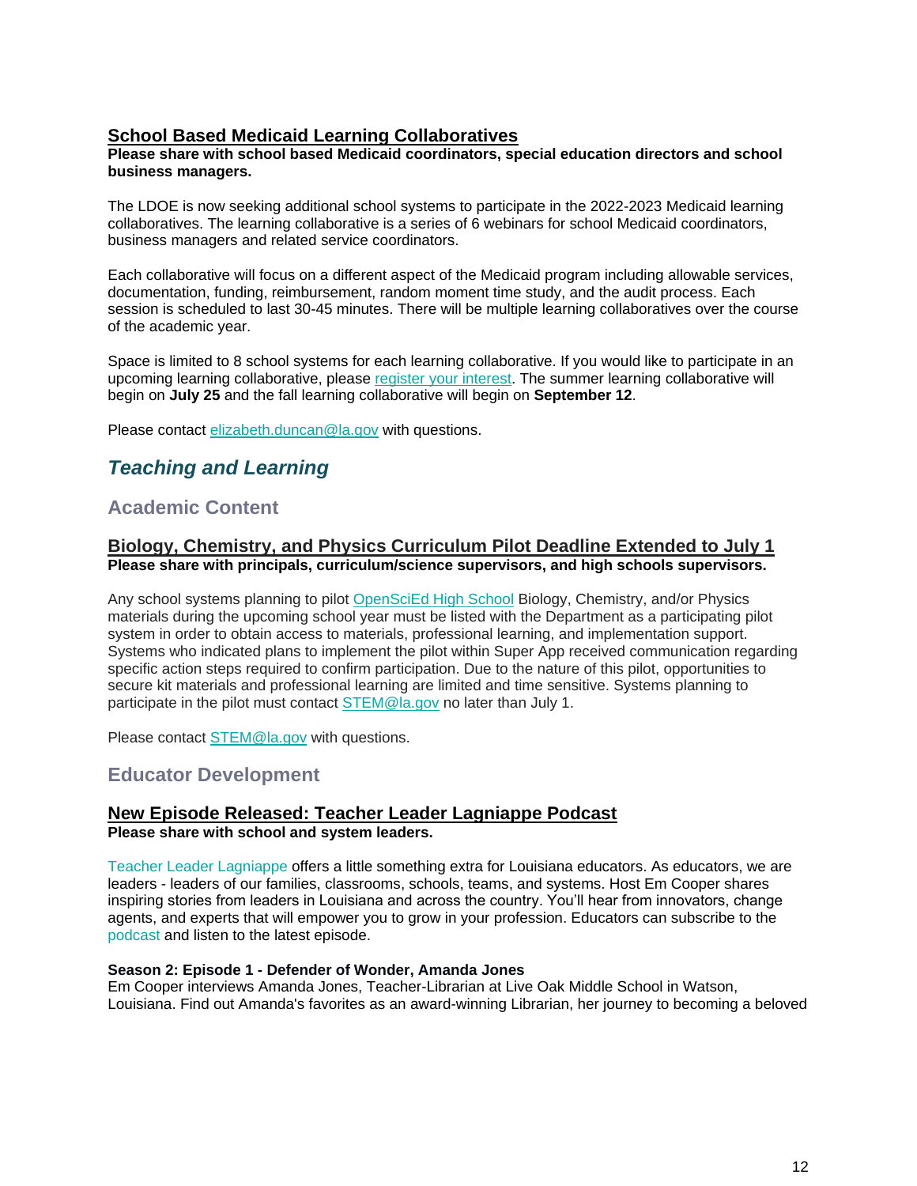### School Based Medicaid Learning Collaboratives

**Please share with school based Medicaid coordinators, special education directors and school business managers.**

The LDOE is now seeking additional school systems to participate in the 2022-2023 Medicaid learning collaboratives. The learning collaborative is a series of 6 webinars for school Medicaid coordinators, business managers and related service coordinators.

Each collaborative will focus on a different aspect of the Medicaid program including allowable services, documentation, funding, reimbursement, random moment time study, and the audit process. Each session is scheduled to last 30-45 minutes. There will be multiple learning collaboratives over the course of the academic year.

Space is limited to 8 school systems for each learning collaborative. If you would like to participate in an upcoming learning collaborative, please register your interest. The summer learning collaborative will begin on **July 25** and the fall learning collaborative will begin on **September 12**.

Please contact elizabeth.duncan@la.gov with questions.

## *Teaching and Learning*

## Academic Content

### Biology, Chemistry, and Physics Curriculum Pilot Deadline Extended to July 1

**Please share with principals, curriculum/science supervisors, and high schools supervisors.**

Any school systems planning to pilot OpenSciEd High School Biology, Chemistry, and/or Physics materials during the upcoming school year must be listed with the Department as a participating pilot system in order to obtain access to materials, professional learning, and implementation support. Systems who indicated plans to implement the pilot within Super App received communication regarding specific action steps required to confirm participation. Due to the nature of this pilot, opportunities to secure kit materials and professional learning are limited and time sensitive. Systems planning to participate in the pilot must contact STEM@la.gov no later than July 1.

Please contact STEM@la.gov with questions.

## Educator Development

### New Episode Released: Teacher Leader Lagniappe Podcast

**Please share with school and system leaders.**

Teacher Leader Lagniappe offers a little something extra for Louisiana educators. As educators, we are leaders - leaders of our families, classrooms, schools, teams, and systems. Host Em Cooper shares inspiring stories from leaders in Louisiana and across the country. You'll hear from innovators, change agents, and experts that will empower you to grow in your profession. Educators can subscribe to the podcast and listen to the latest episode.

**Season 2: Episode 1 - Defender of Wonder, Amanda Jones**
Em Cooper interviews Amanda Jones, Teacher-Librarian at Live Oak Middle School in Watson, Louisiana. Find out Amanda's favorites as an award-winning Librarian, her journey to becoming a beloved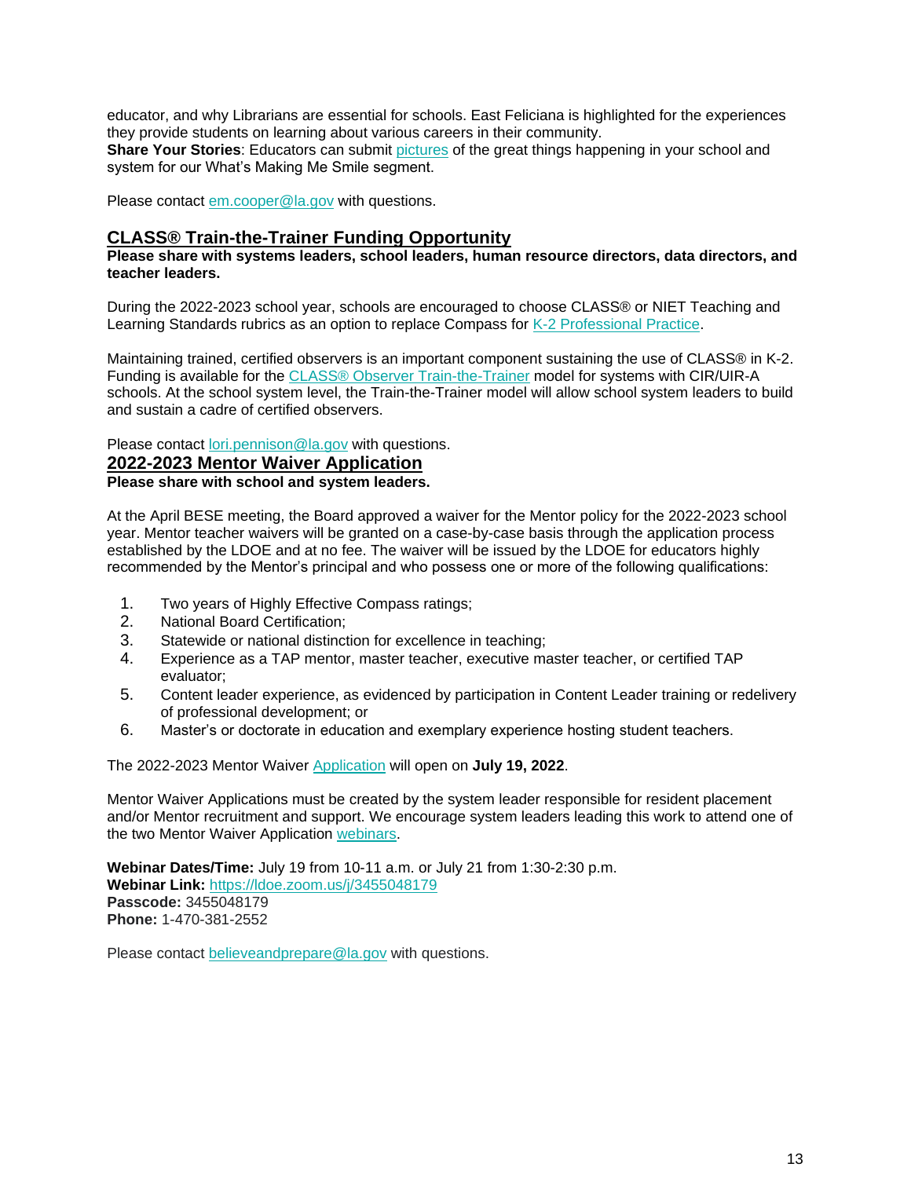educator, and why Librarians are essential for schools. East Feliciana is highlighted for the experiences they provide students on learning about various careers in their community.
**Share Your Stories**: Educators can submit [pictures]() of the great things happening in your school and system for our What's Making Me Smile segment.

Please contact [em.cooper@la.gov](mailto:em.cooper@la.gov) with questions.

## CLASS® Train-the-Trainer Funding Opportunity

**Please share with systems leaders, school leaders, human resource directors, data directors, and teacher leaders.**

During the 2022-2023 school year, schools are encouraged to choose CLASS® or NIET Teaching and Learning Standards rubrics as an option to replace Compass for [K-2 Professional Practice]().

Maintaining trained, certified observers is an important component sustaining the use of CLASS® in K-2. Funding is available for the [CLASS® Observer Train-the-Trainer]() model for systems with CIR/UIR-A schools. At the school system level, the Train-the-Trainer model will allow school system leaders to build and sustain a cadre of certified observers.

Please contact [lori.pennison@la.gov](mailto:lori.pennison@la.gov) with questions.

## 2022-2023 Mentor Waiver Application

**Please share with school and system leaders.**

At the April BESE meeting, the Board approved a waiver for the Mentor policy for the 2022-2023 school year. Mentor teacher waivers will be granted on a case-by-case basis through the application process established by the LDOE and at no fee. The waiver will be issued by the LDOE for educators highly recommended by the Mentor's principal and who possess one or more of the following qualifications:

1. Two years of Highly Effective Compass ratings;
2. National Board Certification;
3. Statewide or national distinction for excellence in teaching;
4. Experience as a TAP mentor, master teacher, executive master teacher, or certified TAP evaluator;
5. Content leader experience, as evidenced by participation in Content Leader training or redelivery of professional development; or
6. Master's or doctorate in education and exemplary experience hosting student teachers.

The 2022-2023 Mentor Waiver [Application]() will open on **July 19, 2022**.

Mentor Waiver Applications must be created by the system leader responsible for resident placement and/or Mentor recruitment and support. We encourage system leaders leading this work to attend one of the two Mentor Waiver Application [webinars]().

**Webinar Dates/Time:** July 19 from 10-11 a.m. or July 21 from 1:30-2:30 p.m.
**Webinar Link:** [https://ldoe.zoom.us/j/3455048179](https://ldoe.zoom.us/j/3455048179)
**Passcode:** 3455048179
**Phone:** 1-470-381-2552

Please contact [believeandprepare@la.gov](mailto:believeandprepare@la.gov) with questions.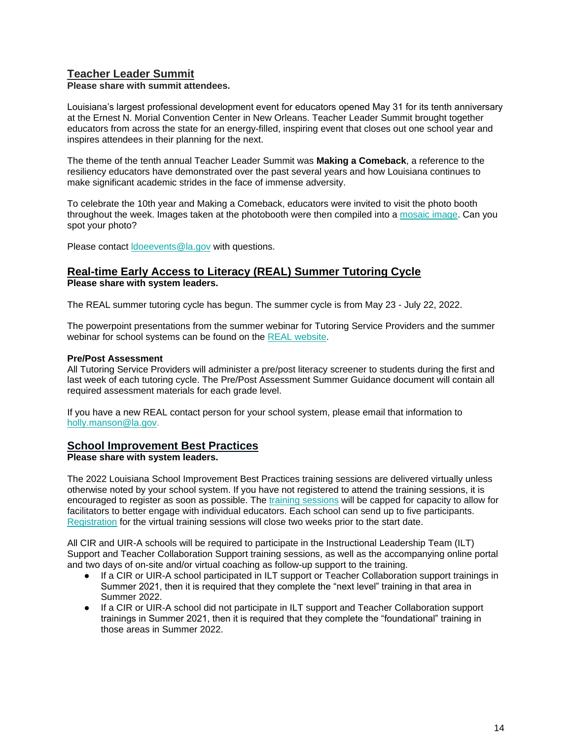## Teacher Leader Summit

**Please share with summit attendees.**

Louisiana's largest professional development event for educators opened May 31 for its tenth anniversary at the Ernest N. Morial Convention Center in New Orleans. Teacher Leader Summit brought together educators from across the state for an energy-filled, inspiring event that closes out one school year and inspires attendees in their planning for the next.

The theme of the tenth annual Teacher Leader Summit was **Making a Comeback**, a reference to the resiliency educators have demonstrated over the past several years and how Louisiana continues to make significant academic strides in the face of immense adversity.

To celebrate the 10th year and Making a Comeback, educators were invited to visit the photo booth throughout the week. Images taken at the photobooth were then compiled into a mosaic image. Can you spot your photo?

Please contact ldoeevents@la.gov with questions.

## Real-time Early Access to Literacy (REAL) Summer Tutoring Cycle

**Please share with system leaders.**

The REAL summer tutoring cycle has begun. The summer cycle is from May 23 - July 22, 2022.

The powerpoint presentations from the summer webinar for Tutoring Service Providers and the summer webinar for school systems can be found on the REAL website.

**Pre/Post Assessment**

All Tutoring Service Providers will administer a pre/post literacy screener to students during the first and last week of each tutoring cycle. The Pre/Post Assessment Summer Guidance document will contain all required assessment materials for each grade level.

If you have a new REAL contact person for your school system, please email that information to holly.manson@la.gov.

## School Improvement Best Practices

**Please share with system leaders.**

The 2022 Louisiana School Improvement Best Practices training sessions are delivered virtually unless otherwise noted by your school system. If you have not registered to attend the training sessions, it is encouraged to register as soon as possible. The training sessions will be capped for capacity to allow for facilitators to better engage with individual educators. Each school can send up to five participants. Registration for the virtual training sessions will close two weeks prior to the start date.

All CIR and UIR-A schools will be required to participate in the Instructional Leadership Team (ILT) Support and Teacher Collaboration Support training sessions, as well as the accompanying online portal and two days of on-site and/or virtual coaching as follow-up support to the training.

- If a CIR or UIR-A school participated in ILT support or Teacher Collaboration support trainings in Summer 2021, then it is required that they complete the "next level" training in that area in Summer 2022.
- If a CIR or UIR-A school did not participate in ILT support and Teacher Collaboration support trainings in Summer 2021, then it is required that they complete the "foundational" training in those areas in Summer 2022.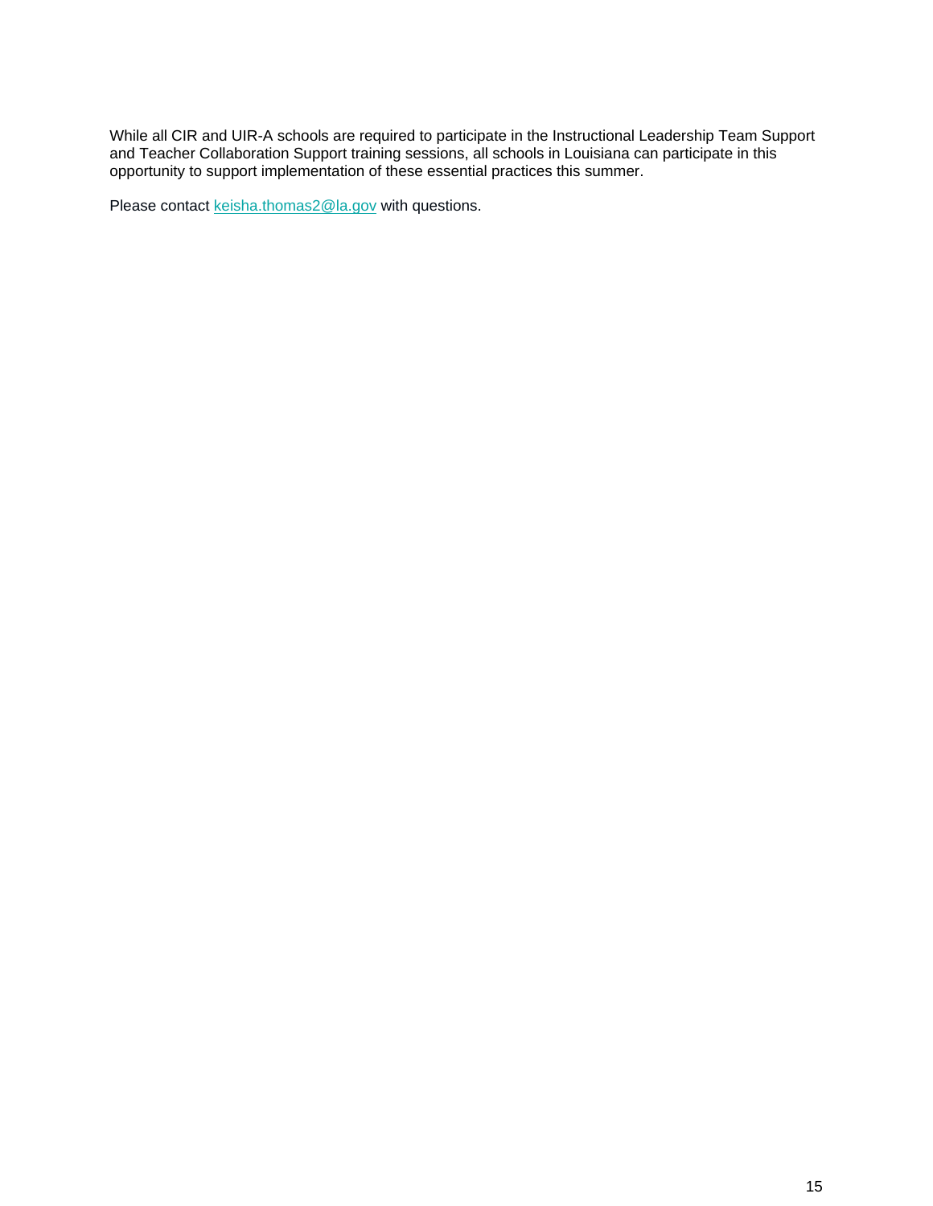While all CIR and UIR-A schools are required to participate in the Instructional Leadership Team Support and Teacher Collaboration Support training sessions, all schools in Louisiana can participate in this opportunity to support implementation of these essential practices this summer.

Please contact [keisha.thomas2@la.gov](mailto:keisha.thomas2@la.gov) with questions.